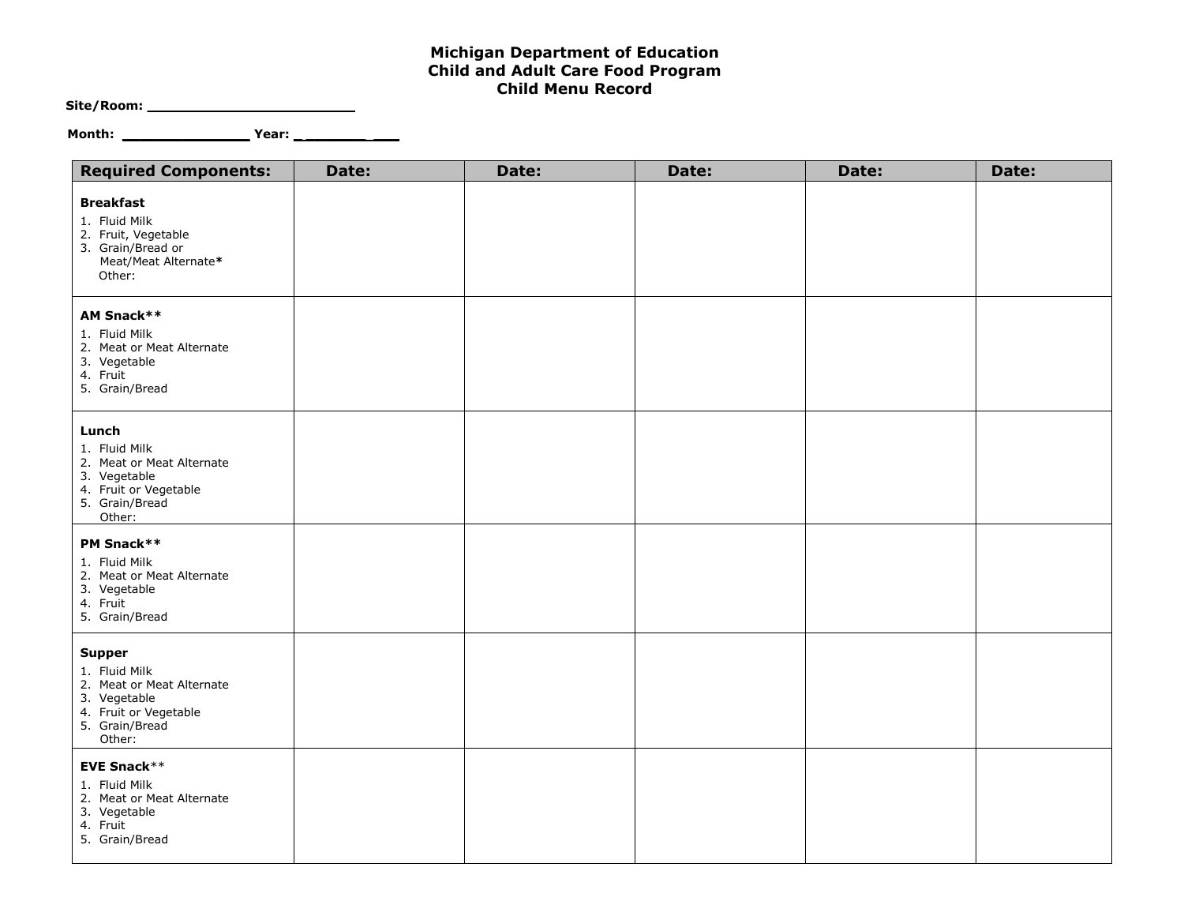**Michigan Department of Education**
**Child and Adult Care Food Program**
**Child Menu Record**

**Site/Room:** ___________________________

**Month:** _______________ **Year:** _ _______ ___

| Required Components: | Date: | Date: | Date: | Date: | Date: |
|---|---|---|---|---|---|
| **Breakfast**<br>1. Fluid Milk<br>2. Fruit, Vegetable<br>3. Grain/Bread or Meat/Meat Alternate**\***<br>Other: | | | | | |
| **AM Snack\*\***<br>1. Fluid Milk<br>2. Meat or Meat Alternate<br>3. Vegetable<br>4. Fruit<br>5. Grain/Bread | | | | | |
| **Lunch**<br>1. Fluid Milk<br>2. Meat or Meat Alternate<br>3. Vegetable<br>4. Fruit or Vegetable<br>5. Grain/Bread<br>Other: | | | | | |
| **PM Snack\*\***<br>1. Fluid Milk<br>2. Meat or Meat Alternate<br>3. Vegetable<br>4. Fruit<br>5. Grain/Bread | | | | | |
| **Supper**<br>1. Fluid Milk<br>2. Meat or Meat Alternate<br>3. Vegetable<br>4. Fruit or Vegetable<br>5. Grain/Bread<br>Other: | | | | | |
| **EVE Snack**\*\*<br>1. Fluid Milk<br>2. Meat or Meat Alternate<br>3. Vegetable<br>4. Fruit<br>5. Grain/Bread | | | | | |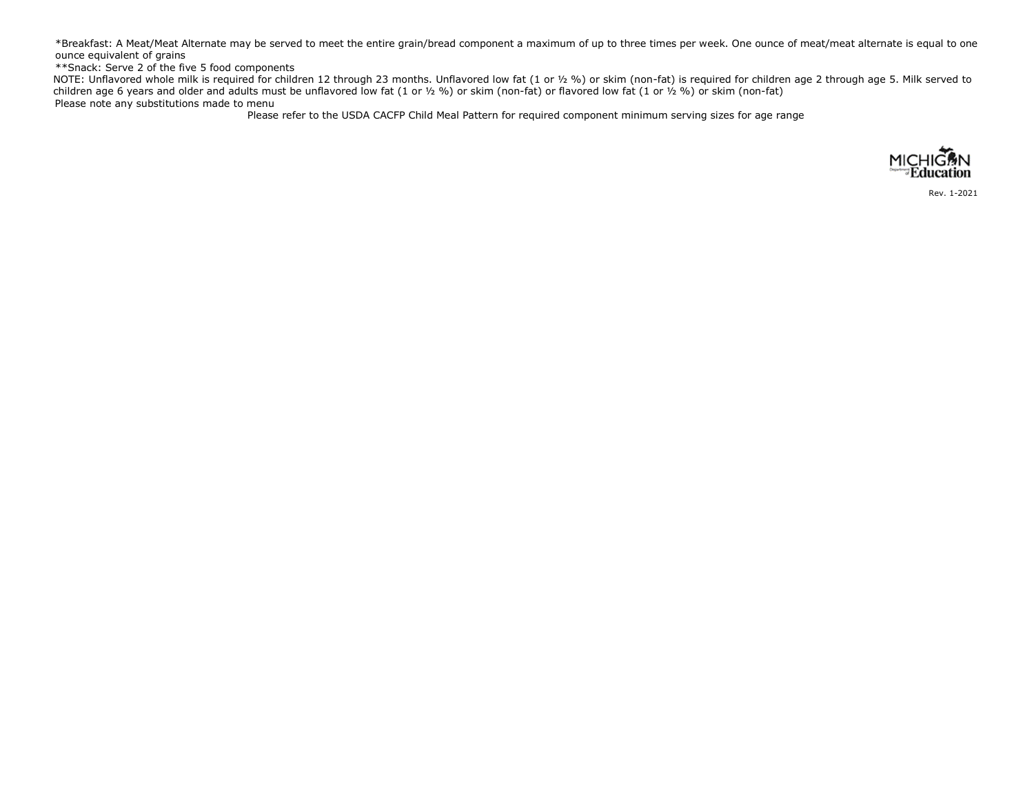*Breakfast: A Meat/Meat Alternate may be served to meet the entire grain/bread component a maximum of up to three times per week. One ounce of meat/meat alternate is equal to one ounce equivalent of grains

**Snack: Serve 2 of the five 5 food components

NOTE: Unflavored whole milk is required for children 12 through 23 months. Unflavored low fat (1 or ½ %) or skim (non-fat) is required for children age 2 through age 5. Milk served to children age 6 years and older and adults must be unflavored low fat (1 or ½ %) or skim (non-fat) or flavored low fat (1 or ½ %) or skim (non-fat)

Please note any substitutions made to menu

Please refer to the USDA CACFP Child Meal Pattern for required component minimum serving sizes for age range

Michigan Department of Education

Rev. 1-2021